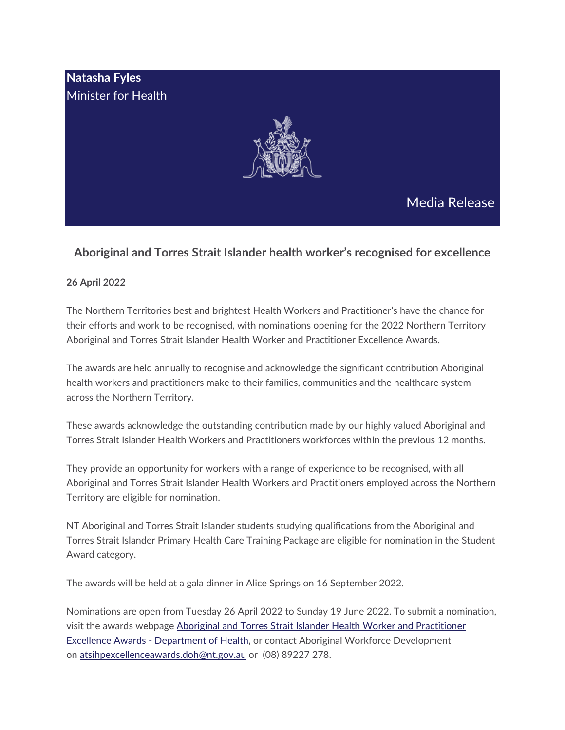**Natasha Fyles**
Minister for Health

Media Release

## Aboriginal and Torres Strait Islander health worker's recognised for excellence

**26 April 2022**

The Northern Territories best and brightest Health Workers and Practitioner's have the chance for their efforts and work to be recognised, with nominations opening for the 2022 Northern Territory Aboriginal and Torres Strait Islander Health Worker and Practitioner Excellence Awards.

The awards are held annually to recognise and acknowledge the significant contribution Aboriginal health workers and practitioners make to their families, communities and the healthcare system across the Northern Territory.

These awards acknowledge the outstanding contribution made by our highly valued Aboriginal and Torres Strait Islander Health Workers and Practitioners workforces within the previous 12 months.

They provide an opportunity for workers with a range of experience to be recognised, with all Aboriginal and Torres Strait Islander Health Workers and Practitioners employed across the Northern Territory are eligible for nomination.

NT Aboriginal and Torres Strait Islander students studying qualifications from the Aboriginal and Torres Strait Islander Primary Health Care Training Package are eligible for nomination in the Student Award category.

The awards will be held at a gala dinner in Alice Springs on 16 September 2022.

Nominations are open from Tuesday 26 April 2022 to Sunday 19 June 2022. To submit a nomination, visit the awards webpage Aboriginal and Torres Strait Islander Health Worker and Practitioner Excellence Awards - Department of Health, or contact Aboriginal Workforce Development on atsihpexcellenceawards.doh@nt.gov.au or (08) 89227 278.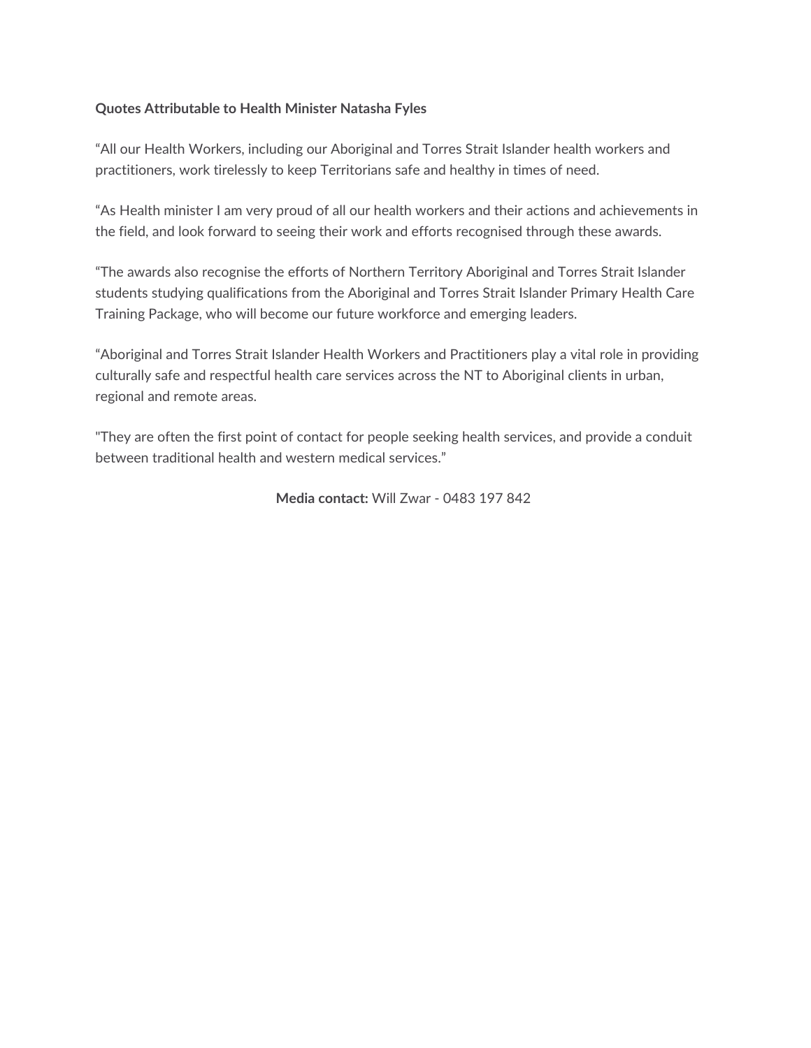**Quotes Attributable to Health Minister Natasha Fyles**

“All our Health Workers, including our Aboriginal and Torres Strait Islander health workers and practitioners, work tirelessly to keep Territorians safe and healthy in times of need.

“As Health minister I am very proud of all our health workers and their actions and achievements in the field, and look forward to seeing their work and efforts recognised through these awards.

“The awards also recognise the efforts of Northern Territory Aboriginal and Torres Strait Islander students studying qualifications from the Aboriginal and Torres Strait Islander Primary Health Care Training Package, who will become our future workforce and emerging leaders.

“Aboriginal and Torres Strait Islander Health Workers and Practitioners play a vital role in providing culturally safe and respectful health care services across the NT to Aboriginal clients in urban, regional and remote areas.

"They are often the first point of contact for people seeking health services, and provide a conduit between traditional health and western medical services.”

**Media contact:** Will Zwar - 0483 197 842